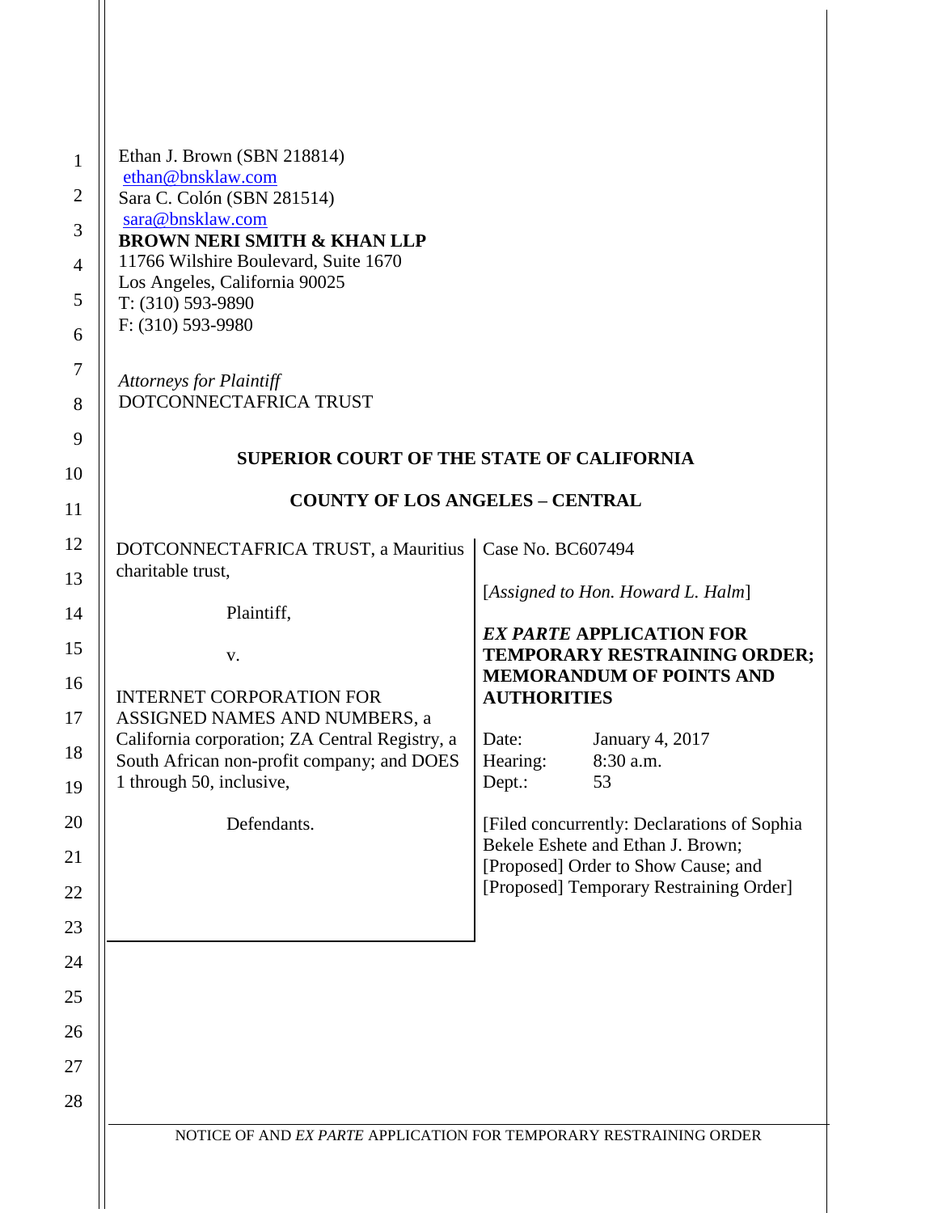Ethan J. Brown (SBN 218814)
ethan@bnsklaw.com
Sara C. Colón (SBN 281514)
sara@bnsklaw.com
**BROWN NERI SMITH & KHAN LLP**
11766 Wilshire Boulevard, Suite 1670
Los Angeles, California 90025
T: (310) 593-9890
F: (310) 593-9980

*Attorneys for Plaintiff*
DOTCONNECTAFRICA TRUST

**SUPERIOR COURT OF THE STATE OF CALIFORNIA**

**COUNTY OF LOS ANGELES – CENTRAL**

DOTCONNECTAFRICA TRUST, a Mauritius charitable trust,

Plaintiff,

v.

INTERNET CORPORATION FOR ASSIGNED NAMES AND NUMBERS, a California corporation; ZA Central Registry, a South African non-profit company; and DOES 1 through 50, inclusive,

Defendants.

Case No. BC607494

[*Assigned to Hon. Howard L. Halm*]

***EX PARTE* APPLICATION FOR TEMPORARY RESTRAINING ORDER; MEMORANDUM OF POINTS AND AUTHORITIES**

Date: January 4, 2017
Hearing: 8:30 a.m.
Dept.: 53

[Filed concurrently: Declarations of Sophia Bekele Eshete and Ethan J. Brown; [Proposed] Order to Show Cause; and [Proposed] Temporary Restraining Order]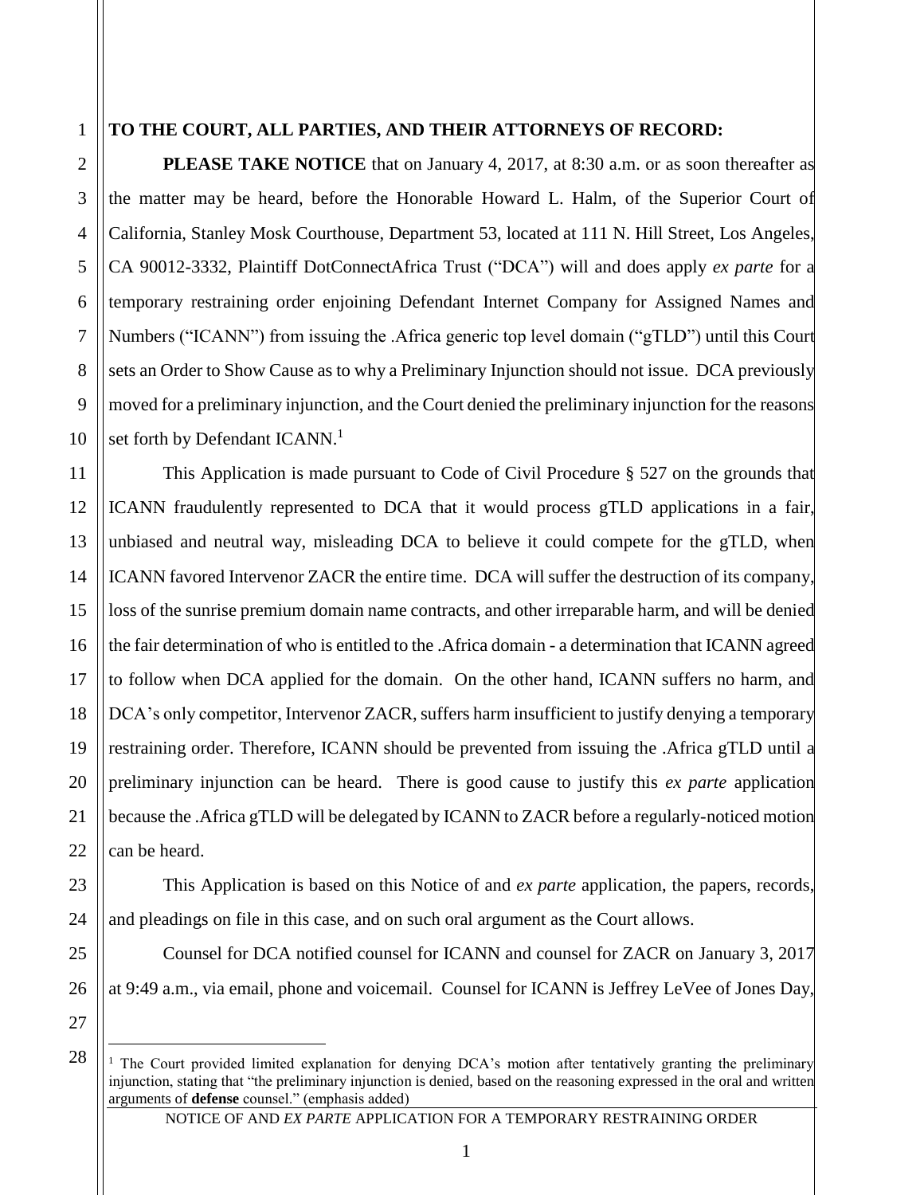**TO THE COURT, ALL PARTIES, AND THEIR ATTORNEYS OF RECORD:**

**PLEASE TAKE NOTICE** that on January 4, 2017, at 8:30 a.m. or as soon thereafter as the matter may be heard, before the Honorable Howard L. Halm, of the Superior Court of California, Stanley Mosk Courthouse, Department 53, located at 111 N. Hill Street, Los Angeles, CA 90012-3332, Plaintiff DotConnectAfrica Trust ("DCA") will and does apply *ex parte* for a temporary restraining order enjoining Defendant Internet Company for Assigned Names and Numbers ("ICANN") from issuing the .Africa generic top level domain ("gTLD") until this Court sets an Order to Show Cause as to why a Preliminary Injunction should not issue. DCA previously moved for a preliminary injunction, and the Court denied the preliminary injunction for the reasons set forth by Defendant ICANN.[1]

This Application is made pursuant to Code of Civil Procedure § 527 on the grounds that ICANN fraudulently represented to DCA that it would process gTLD applications in a fair, unbiased and neutral way, misleading DCA to believe it could compete for the gTLD, when ICANN favored Intervenor ZACR the entire time. DCA will suffer the destruction of its company, loss of the sunrise premium domain name contracts, and other irreparable harm, and will be denied the fair determination of who is entitled to the .Africa domain - a determination that ICANN agreed to follow when DCA applied for the domain. On the other hand, ICANN suffers no harm, and DCA's only competitor, Intervenor ZACR, suffers harm insufficient to justify denying a temporary restraining order. Therefore, ICANN should be prevented from issuing the .Africa gTLD until a preliminary injunction can be heard. There is good cause to justify this *ex parte* application because the .Africa gTLD will be delegated by ICANN to ZACR before a regularly-noticed motion can be heard.

This Application is based on this Notice of and *ex parte* application, the papers, records, and pleadings on file in this case, and on such oral argument as the Court allows.

Counsel for DCA notified counsel for ICANN and counsel for ZACR on January 3, 2017 at 9:49 a.m., via email, phone and voicemail. Counsel for ICANN is Jeffrey LeVee of Jones Day,

[1] The Court provided limited explanation for denying DCA's motion after tentatively granting the preliminary injunction, stating that "the preliminary injunction is denied, based on the reasoning expressed in the oral and written arguments of **defense** counsel." (emphasis added)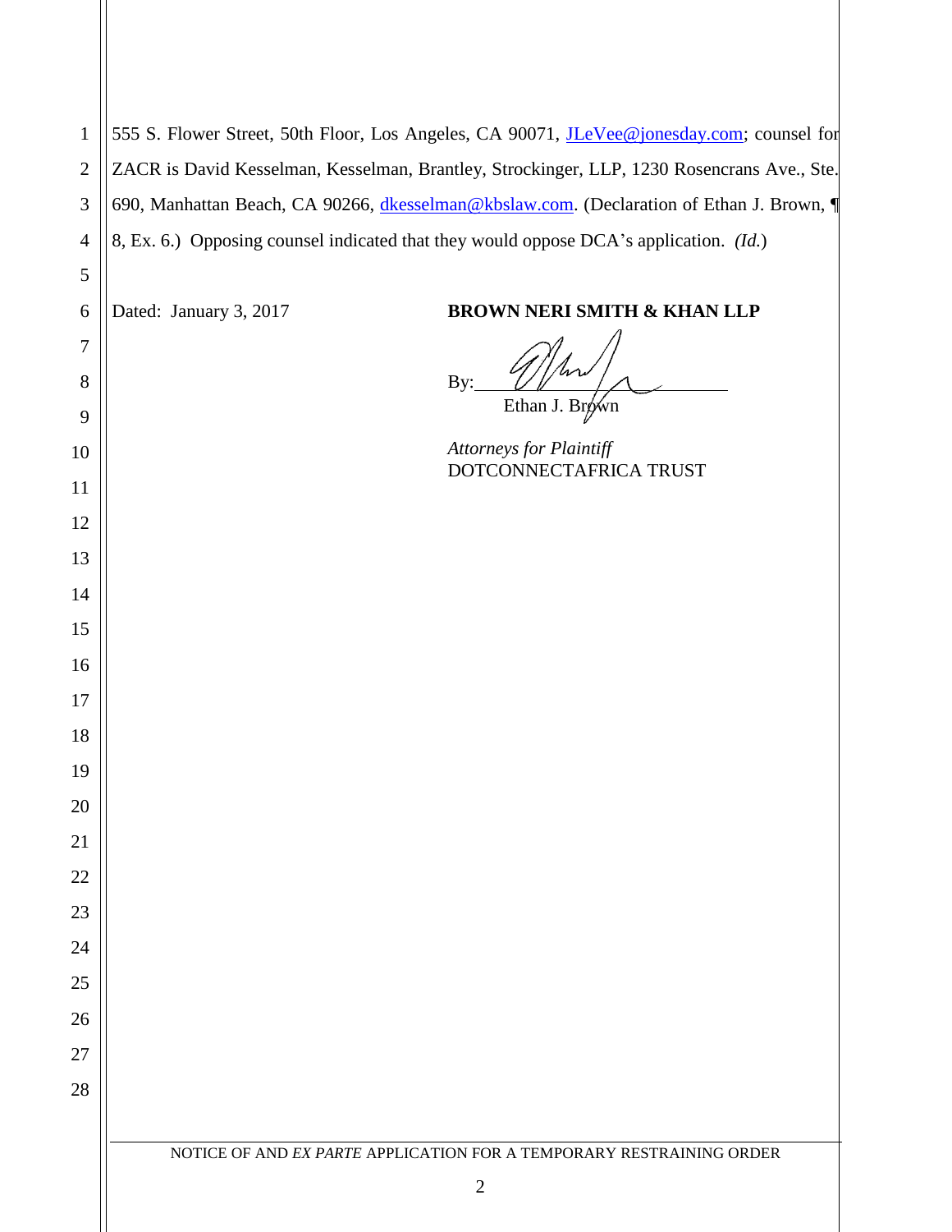555 S. Flower Street, 50th Floor, Los Angeles, CA 90071, JLeVee@jonesday.com; counsel for ZACR is David Kesselman, Kesselman, Brantley, Strockinger, LLP, 1230 Rosencrans Ave., Ste. 690, Manhattan Beach, CA 90266, dkesselman@kbslaw.com. (Declaration of Ethan J. Brown, ¶ 8, Ex. 6.) Opposing counsel indicated that they would oppose DCA's application. *(Id.)*

Dated: January 3, 2017

**BROWN NERI SMITH & KHAN LLP**

By: ______________________
Ethan J. Brown

*Attorneys for Plaintiff*
DOTCONNECTAFRICA TRUST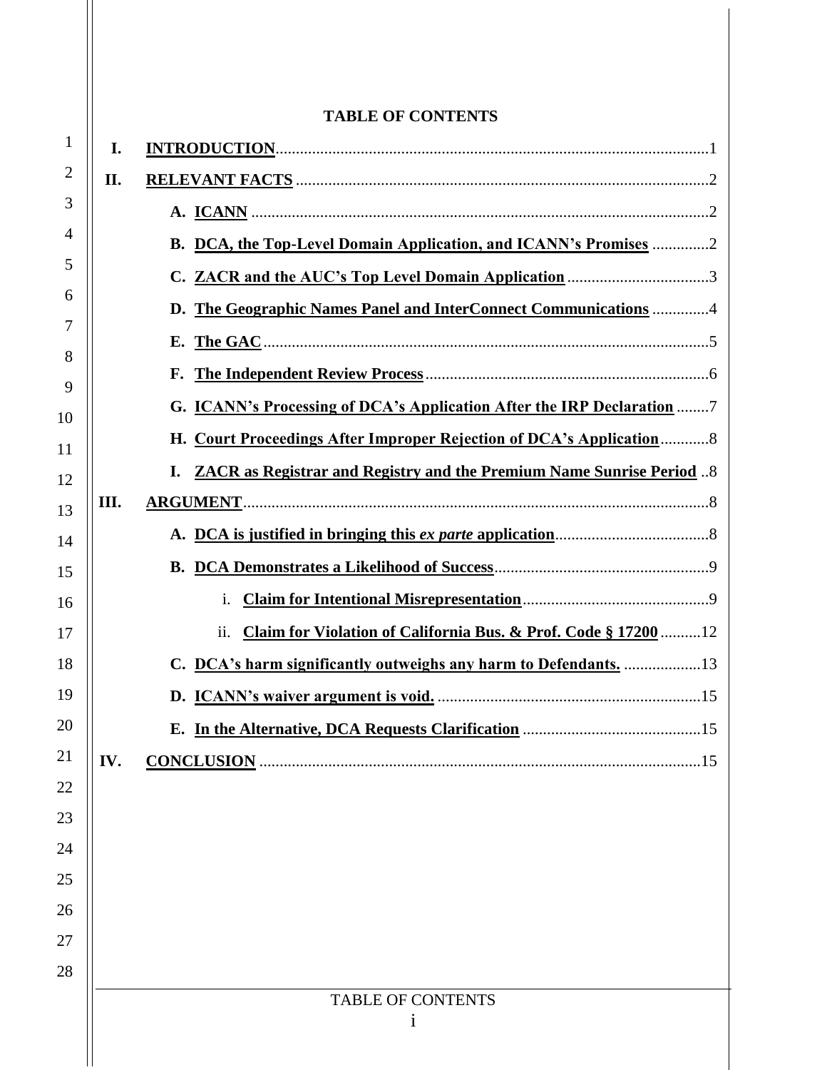## TABLE OF CONTENTS

**I. INTRODUCTION** .......... 1

**II. RELEVANT FACTS** .......... 2

- **A. ICANN** .......... 2
- **B. DCA, the Top-Level Domain Application, and ICANN's Promises** .......... 2
- **C. ZACR and the AUC's Top Level Domain Application** .......... 3
- **D. The Geographic Names Panel and InterConnect Communications** .......... 4
- **E. The GAC** .......... 5
- **F. The Independent Review Process** .......... 6
- **G. ICANN's Processing of DCA's Application After the IRP Declaration** .......... 7
- **H. Court Proceedings After Improper Rejection of DCA's Application** .......... 8
- **I. ZACR as Registrar and Registry and the Premium Name Sunrise Period** .......... 8

**III. ARGUMENT** .......... 8

- **A. DCA is justified in bringing this *ex parte* application** .......... 8
- **B. DCA Demonstrates a Likelihood of Success** .......... 9
  - i. **Claim for Intentional Misrepresentation** .......... 9
  - ii. **Claim for Violation of California Bus. & Prof. Code § 17200** .......... 12
- **C. DCA's harm significantly outweighs any harm to Defendants.** .......... 13
- **D. ICANN's waiver argument is void.** .......... 15
- **E. In the Alternative, DCA Requests Clarification** .......... 15

**IV. CONCLUSION** .......... 15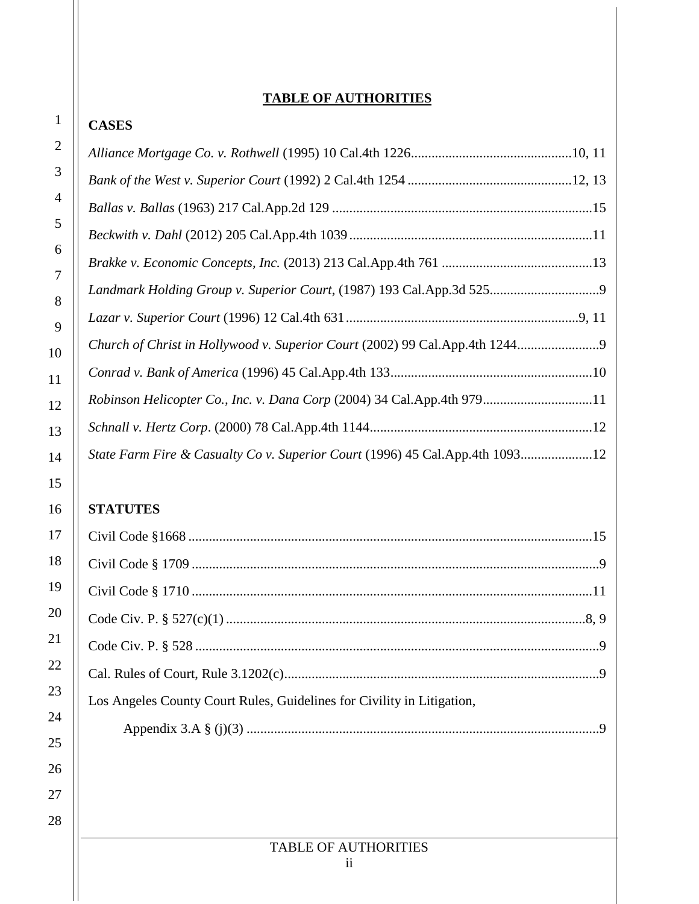**TABLE OF AUTHORITIES**

**CASES**

*Alliance Mortgage Co. v. Rothwell* (1995) 10 Cal.4th 1226..............................................10, 11

*Bank of the West v. Superior Court* (1992) 2 Cal.4th 1254 ................................................12, 13

*Ballas v. Ballas* (1963) 217 Cal.App.2d 129 ...........................................................................15

*Beckwith v. Dahl* (2012) 205 Cal.App.4th 1039 ......................................................................11

*Brakke v. Economic Concepts, Inc.* (2013) 213 Cal.App.4th 761 ............................................13

*Landmark Holding Group v. Superior Court*, (1987) 193 Cal.App.3d 525................................9

*Lazar v. Superior Court* (1996) 12 Cal.4th 631 ...................................................................9, 11

*Church of Christ in Hollywood v. Superior Court* (2002) 99 Cal.App.4th 1244........................9

*Conrad v. Bank of America* (1996) 45 Cal.App.4th 133..........................................................10

*Robinson Helicopter Co., Inc. v. Dana Corp* (2004) 34 Cal.App.4th 979................................11

*Schnall v. Hertz Corp*. (2000) 78 Cal.App.4th 1144................................................................12

*State Farm Fire & Casualty Co v. Superior Court* (1996) 45 Cal.App.4th 1093.....................12

**STATUTES**

Civil Code §1668 .....................................................................................................................15

Civil Code § 1709 ......................................................................................................................9

Civil Code § 1710 ....................................................................................................................11

Code Civ. P. § 527(c)(1) .........................................................................................................8, 9

Code Civ. P. § 528 .....................................................................................................................9

Cal. Rules of Court, Rule 3.1202(c)............................................................................................9

Los Angeles County Court Rules, Guidelines for Civility in Litigation,

Appendix 3.A § (j)(3) ......................................................................................................9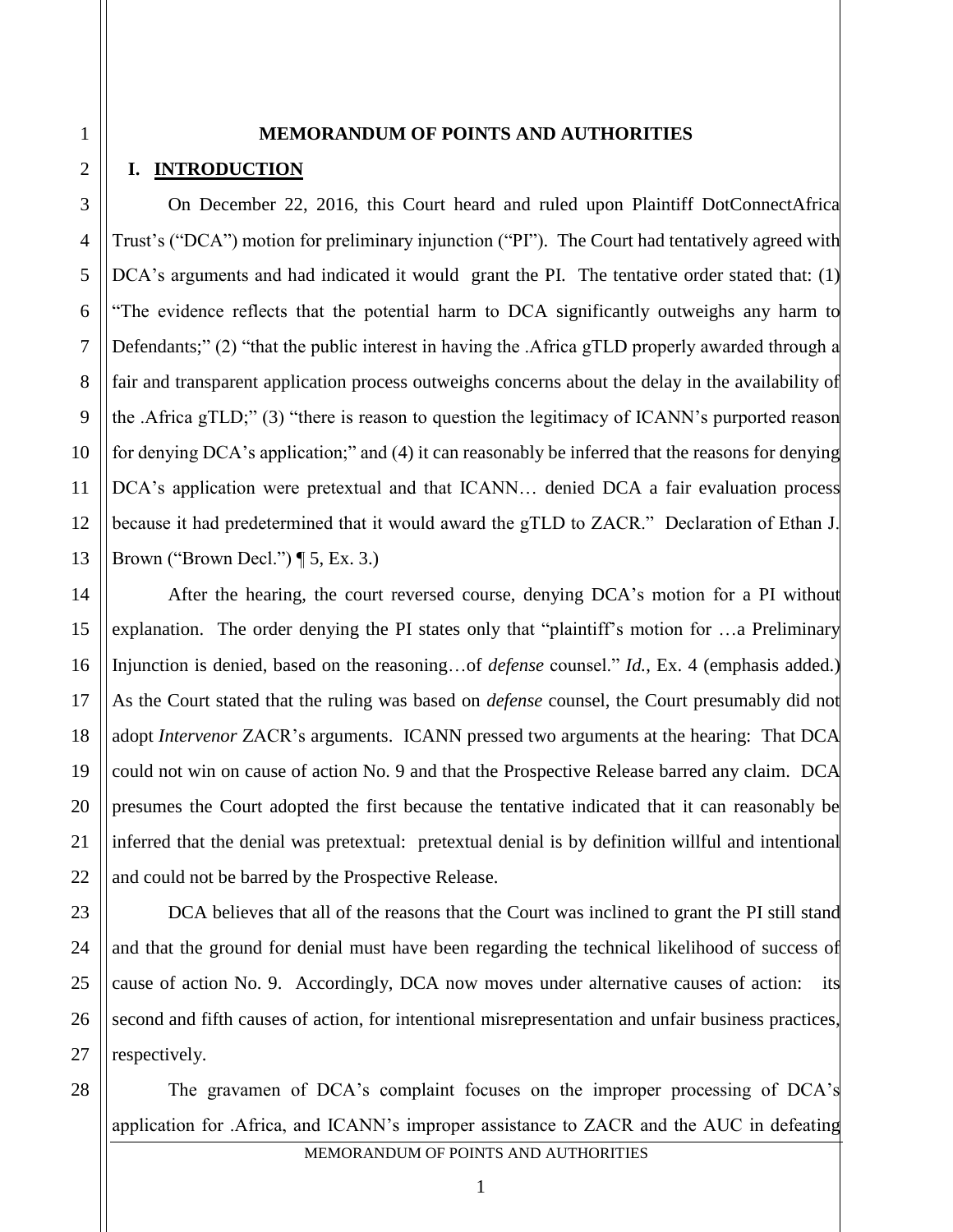# MEMORANDUM OF POINTS AND AUTHORITIES

## I. INTRODUCTION

On December 22, 2016, this Court heard and ruled upon Plaintiff DotConnectAfrica Trust's ("DCA") motion for preliminary injunction ("PI"). The Court had tentatively agreed with DCA's arguments and had indicated it would grant the PI. The tentative order stated that: (1) "The evidence reflects that the potential harm to DCA significantly outweighs any harm to Defendants;" (2) "that the public interest in having the .Africa gTLD properly awarded through a fair and transparent application process outweighs concerns about the delay in the availability of the .Africa gTLD;" (3) "there is reason to question the legitimacy of ICANN's purported reason for denying DCA's application;" and (4) it can reasonably be inferred that the reasons for denying DCA's application were pretextual and that ICANN… denied DCA a fair evaluation process because it had predetermined that it would award the gTLD to ZACR." Declaration of Ethan J. Brown ("Brown Decl.") ¶ 5, Ex. 3.)

After the hearing, the court reversed course, denying DCA's motion for a PI without explanation. The order denying the PI states only that "plaintiff's motion for …a Preliminary Injunction is denied, based on the reasoning…of *defense* counsel." *Id.*, Ex. 4 (emphasis added.) As the Court stated that the ruling was based on *defense* counsel, the Court presumably did not adopt *Intervenor* ZACR's arguments. ICANN pressed two arguments at the hearing: That DCA could not win on cause of action No. 9 and that the Prospective Release barred any claim. DCA presumes the Court adopted the first because the tentative indicated that it can reasonably be inferred that the denial was pretextual: pretextual denial is by definition willful and intentional and could not be barred by the Prospective Release.

DCA believes that all of the reasons that the Court was inclined to grant the PI still stand and that the ground for denial must have been regarding the technical likelihood of success of cause of action No. 9. Accordingly, DCA now moves under alternative causes of action: its second and fifth causes of action, for intentional misrepresentation and unfair business practices, respectively.

The gravamen of DCA's complaint focuses on the improper processing of DCA's application for .Africa, and ICANN's improper assistance to ZACR and the AUC in defeating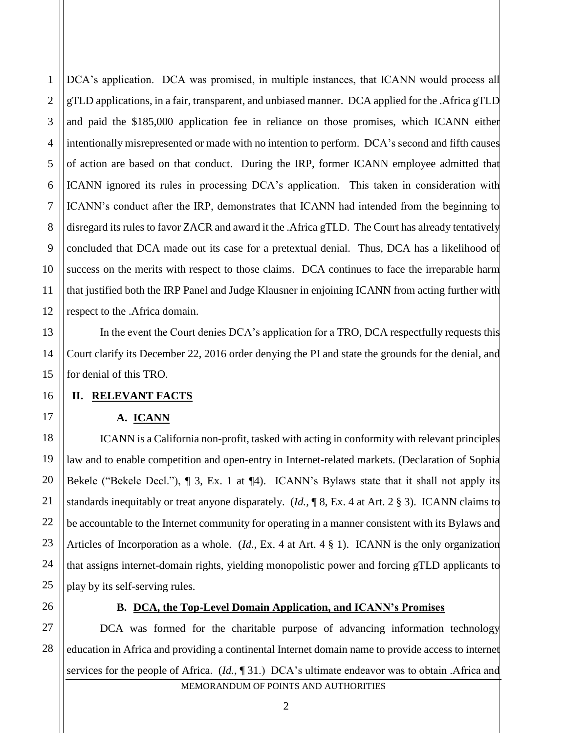DCA's application. DCA was promised, in multiple instances, that ICANN would process all gTLD applications, in a fair, transparent, and unbiased manner. DCA applied for the .Africa gTLD and paid the $185,000 application fee in reliance on those promises, which ICANN either intentionally misrepresented or made with no intention to perform. DCA's second and fifth causes of action are based on that conduct. During the IRP, former ICANN employee admitted that ICANN ignored its rules in processing DCA's application. This taken in consideration with ICANN's conduct after the IRP, demonstrates that ICANN had intended from the beginning to disregard its rules to favor ZACR and award it the .Africa gTLD. The Court has already tentatively concluded that DCA made out its case for a pretextual denial. Thus, DCA has a likelihood of success on the merits with respect to those claims. DCA continues to face the irreparable harm that justified both the IRP Panel and Judge Klausner in enjoining ICANN from acting further with respect to the .Africa domain.

In the event the Court denies DCA's application for a TRO, DCA respectfully requests this Court clarify its December 22, 2016 order denying the PI and state the grounds for the denial, and for denial of this TRO.

## II. RELEVANT FACTS

### A. ICANN

ICANN is a California non-profit, tasked with acting in conformity with relevant principles law and to enable competition and open-entry in Internet-related markets. (Declaration of Sophia Bekele ("Bekele Decl."), ¶ 3, Ex. 1 at ¶4). ICANN's Bylaws state that it shall not apply its standards inequitably or treat anyone disparately. (*Id.*, ¶ 8, Ex. 4 at Art. 2 § 3). ICANN claims to be accountable to the Internet community for operating in a manner consistent with its Bylaws and Articles of Incorporation as a whole. (*Id.*, Ex. 4 at Art. 4 § 1). ICANN is the only organization that assigns internet-domain rights, yielding monopolistic power and forcing gTLD applicants to play by its self-serving rules.

### B. DCA, the Top-Level Domain Application, and ICANN's Promises

DCA was formed for the charitable purpose of advancing information technology education in Africa and providing a continental Internet domain name to provide access to internet services for the people of Africa. (*Id.*, ¶ 31.) DCA's ultimate endeavor was to obtain .Africa and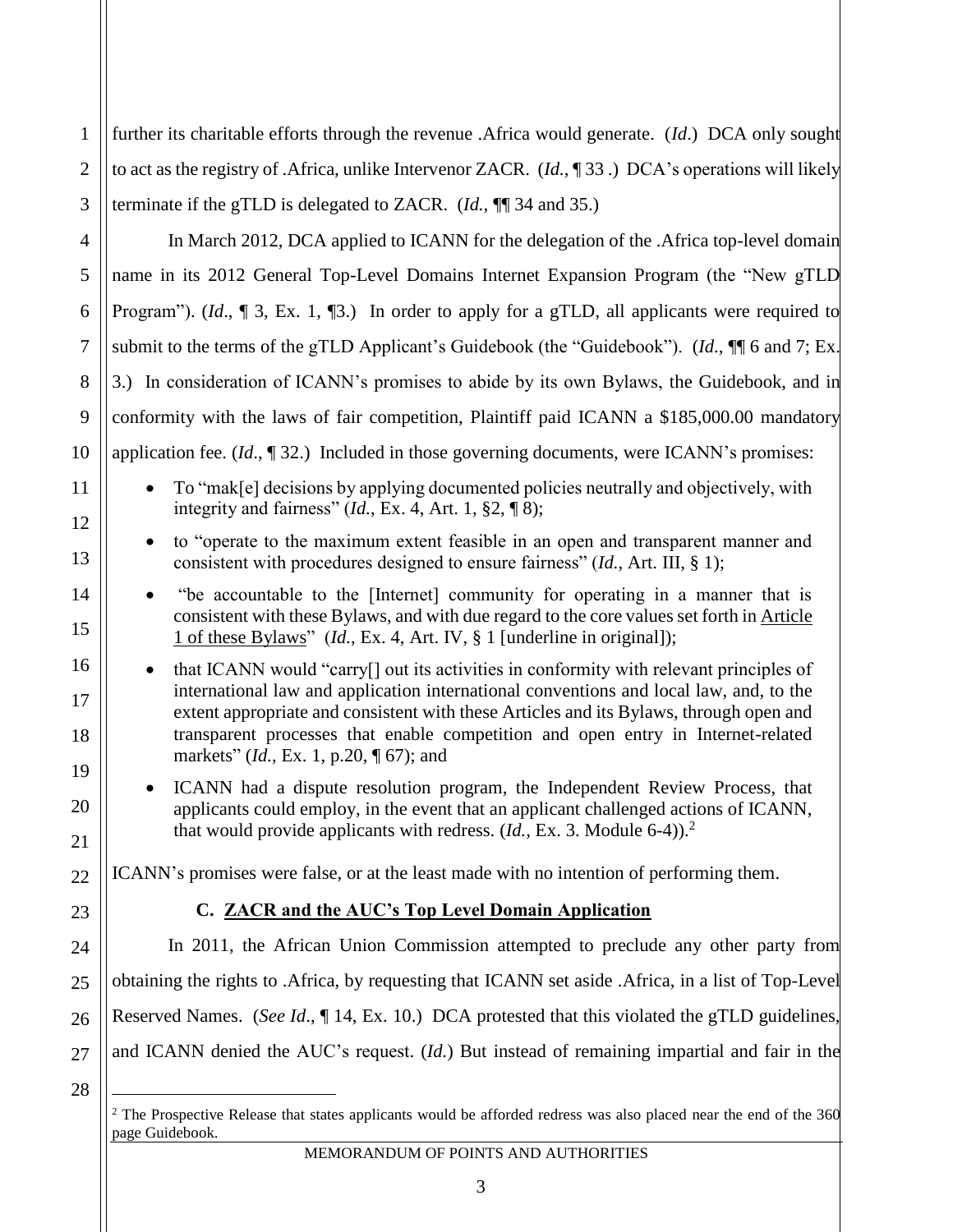further its charitable efforts through the revenue .Africa would generate. (*Id*.) DCA only sought to act as the registry of .Africa, unlike Intervenor ZACR. (*Id.*, ¶ 33 .) DCA's operations will likely terminate if the gTLD is delegated to ZACR. (*Id.*, ¶¶ 34 and 35.)

In March 2012, DCA applied to ICANN for the delegation of the .Africa top-level domain name in its 2012 General Top-Level Domains Internet Expansion Program (the "New gTLD Program"). (*Id*., ¶ 3, Ex. 1, ¶3.) In order to apply for a gTLD, all applicants were required to submit to the terms of the gTLD Applicant's Guidebook (the "Guidebook"). (*Id*., ¶¶ 6 and 7; Ex. 3.) In consideration of ICANN's promises to abide by its own Bylaws, the Guidebook, and in conformity with the laws of fair competition, Plaintiff paid ICANN a $185,000.00 mandatory application fee. (*Id*., ¶ 32.) Included in those governing documents, were ICANN's promises:

- To "mak[e] decisions by applying documented policies neutrally and objectively, with integrity and fairness" (*Id.*, Ex. 4, Art. 1, §2, ¶ 8);
- to "operate to the maximum extent feasible in an open and transparent manner and consistent with procedures designed to ensure fairness" (*Id.*, Art. III, § 1);
- "be accountable to the [Internet] community for operating in a manner that is consistent with these Bylaws, and with due regard to the core values set forth in <u>Article 1 of these Bylaws</u>" (*Id.*, Ex. 4, Art. IV, § 1 [underline in original]);
- that ICANN would "carry[] out its activities in conformity with relevant principles of international law and application international conventions and local law, and, to the extent appropriate and consistent with these Articles and its Bylaws, through open and transparent processes that enable competition and open entry in Internet-related markets" (*Id.*, Ex. 1, p.20, ¶ 67); and
- ICANN had a dispute resolution program, the Independent Review Process, that applicants could employ, in the event that an applicant challenged actions of ICANN, that would provide applicants with redress. (*Id.*, Ex. 3. Module 6-4)).[2]

ICANN's promises were false, or at the least made with no intention of performing them.

### C. <u>ZACR and the AUC's Top Level Domain Application</u>

In 2011, the African Union Commission attempted to preclude any other party from obtaining the rights to .Africa, by requesting that ICANN set aside .Africa, in a list of Top-Level Reserved Names. (*See Id*., ¶ 14, Ex. 10.) DCA protested that this violated the gTLD guidelines, and ICANN denied the AUC's request. (*Id.*) But instead of remaining impartial and fair in the

[2] The Prospective Release that states applicants would be afforded redress was also placed near the end of the 360 page Guidebook.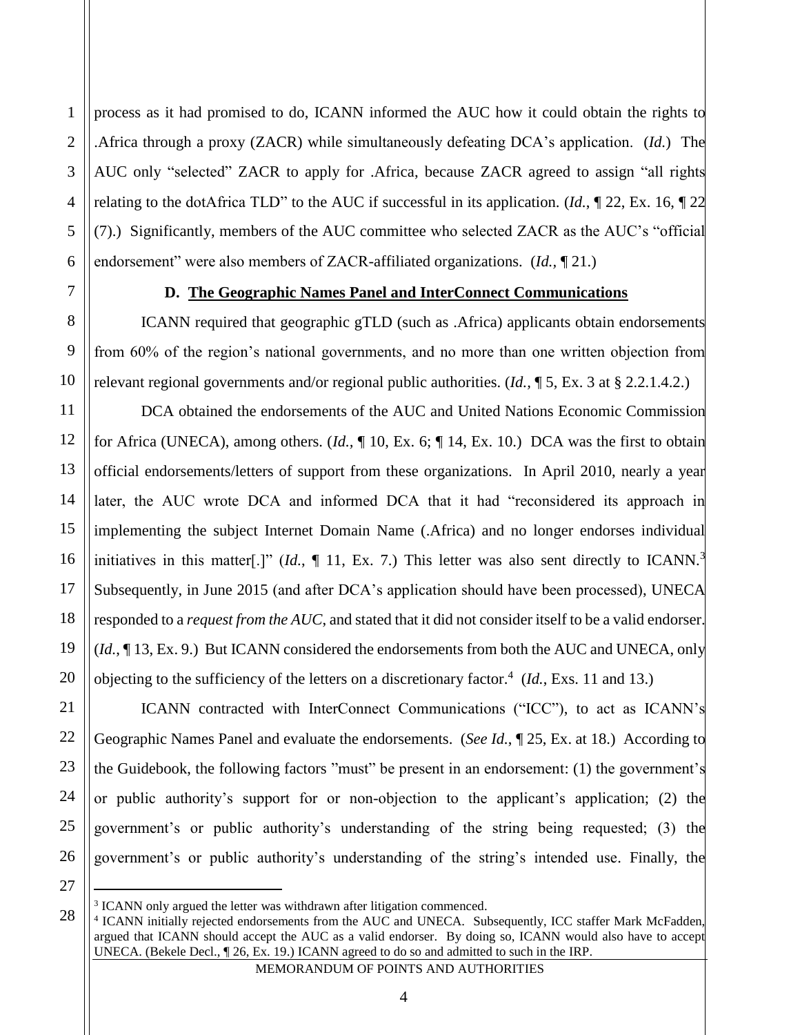process as it had promised to do, ICANN informed the AUC how it could obtain the rights to .Africa through a proxy (ZACR) while simultaneously defeating DCA's application. (*Id.*) The AUC only "selected" ZACR to apply for .Africa, because ZACR agreed to assign "all rights relating to the dotAfrica TLD" to the AUC if successful in its application. (*Id.*, ¶ 22, Ex. 16, ¶ 22 (7).) Significantly, members of the AUC committee who selected ZACR as the AUC's "official endorsement" were also members of ZACR-affiliated organizations. (*Id.*, ¶ 21.)

### D. The Geographic Names Panel and InterConnect Communications

ICANN required that geographic gTLD (such as .Africa) applicants obtain endorsements from 60% of the region's national governments, and no more than one written objection from relevant regional governments and/or regional public authorities. (*Id.*, ¶ 5, Ex. 3 at § 2.2.1.4.2.)

DCA obtained the endorsements of the AUC and United Nations Economic Commission for Africa (UNECA), among others. (*Id.*, ¶ 10, Ex. 6; ¶ 14, Ex. 10.) DCA was the first to obtain official endorsements/letters of support from these organizations. In April 2010, nearly a year later, the AUC wrote DCA and informed DCA that it had "reconsidered its approach in implementing the subject Internet Domain Name (.Africa) and no longer endorses individual initiatives in this matter[.]" (*Id.*, ¶ 11, Ex. 7.) This letter was also sent directly to ICANN.[3] Subsequently, in June 2015 (and after DCA's application should have been processed), UNECA responded to a *request from the AUC*, and stated that it did not consider itself to be a valid endorser. (*Id.*, ¶ 13, Ex. 9.) But ICANN considered the endorsements from both the AUC and UNECA, only objecting to the sufficiency of the letters on a discretionary factor.[4] (*Id.*, Exs. 11 and 13.)

ICANN contracted with InterConnect Communications ("ICC"), to act as ICANN's Geographic Names Panel and evaluate the endorsements. (*See Id.*, ¶ 25, Ex. at 18.) According to the Guidebook, the following factors "must" be present in an endorsement: (1) the government's or public authority's support for or non-objection to the applicant's application; (2) the government's or public authority's understanding of the string being requested; (3) the government's or public authority's understanding of the string's intended use. Finally, the

---

[3] ICANN only argued the letter was withdrawn after litigation commenced.

[4] ICANN initially rejected endorsements from the AUC and UNECA. Subsequently, ICC staffer Mark McFadden, argued that ICANN should accept the AUC as a valid endorser. By doing so, ICANN would also have to accept UNECA. (Bekele Decl., ¶ 26, Ex. 19.) ICANN agreed to do so and admitted to such in the IRP.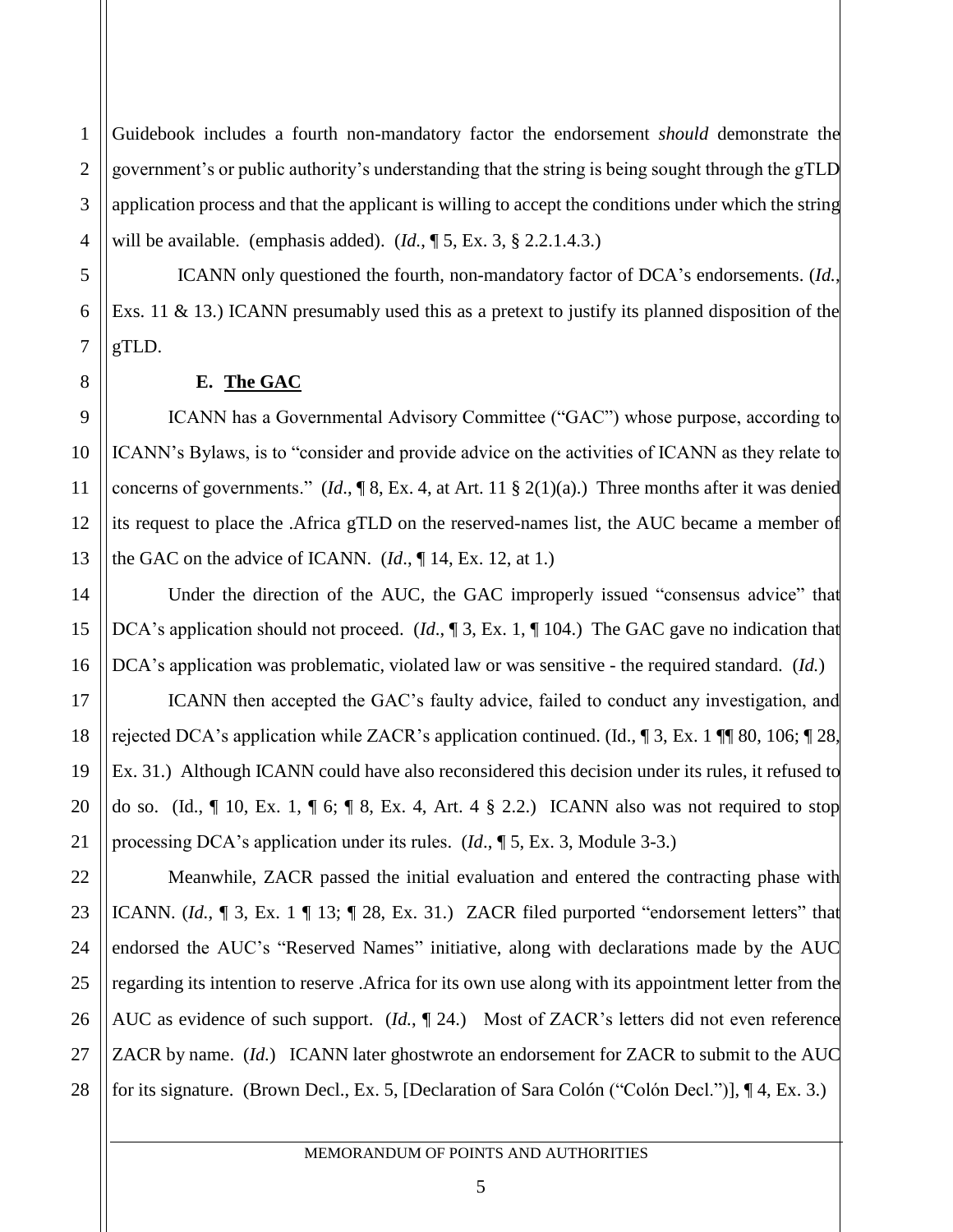Guidebook includes a fourth non-mandatory factor the endorsement *should* demonstrate the government's or public authority's understanding that the string is being sought through the gTLD application process and that the applicant is willing to accept the conditions under which the string will be available. (emphasis added). (*Id.*, ¶ 5, Ex. 3, § 2.2.1.4.3.)

ICANN only questioned the fourth, non-mandatory factor of DCA's endorsements. (*Id.*, Exs. 11 & 13.) ICANN presumably used this as a pretext to justify its planned disposition of the gTLD.

### E. The GAC

ICANN has a Governmental Advisory Committee ("GAC") whose purpose, according to ICANN's Bylaws, is to "consider and provide advice on the activities of ICANN as they relate to concerns of governments." (*Id.*, ¶ 8, Ex. 4, at Art. 11 § 2(1)(a).) Three months after it was denied its request to place the .Africa gTLD on the reserved-names list, the AUC became a member of the GAC on the advice of ICANN. (*Id.*, ¶ 14, Ex. 12, at 1.)

Under the direction of the AUC, the GAC improperly issued "consensus advice" that DCA's application should not proceed. (*Id.*, ¶ 3, Ex. 1, ¶ 104.) The GAC gave no indication that DCA's application was problematic, violated law or was sensitive - the required standard. (*Id.*)

ICANN then accepted the GAC's faulty advice, failed to conduct any investigation, and rejected DCA's application while ZACR's application continued. (Id., ¶ 3, Ex. 1 ¶¶ 80, 106; ¶ 28, Ex. 31.) Although ICANN could have also reconsidered this decision under its rules, it refused to do so. (Id., ¶ 10, Ex. 1, ¶ 6; ¶ 8, Ex. 4, Art. 4 § 2.2.) ICANN also was not required to stop processing DCA's application under its rules. (*Id*., ¶ 5, Ex. 3, Module 3-3.)

Meanwhile, ZACR passed the initial evaluation and entered the contracting phase with ICANN. (*Id.*, ¶ 3, Ex. 1 ¶ 13; ¶ 28, Ex. 31.) ZACR filed purported "endorsement letters" that endorsed the AUC's "Reserved Names" initiative, along with declarations made by the AUC regarding its intention to reserve .Africa for its own use along with its appointment letter from the AUC as evidence of such support. (*Id.*, ¶ 24.) Most of ZACR's letters did not even reference ZACR by name. (*Id.*) ICANN later ghostwrote an endorsement for ZACR to submit to the AUC for its signature. (Brown Decl., Ex. 5, [Declaration of Sara Colón ("Colón Decl.")], ¶ 4, Ex. 3.)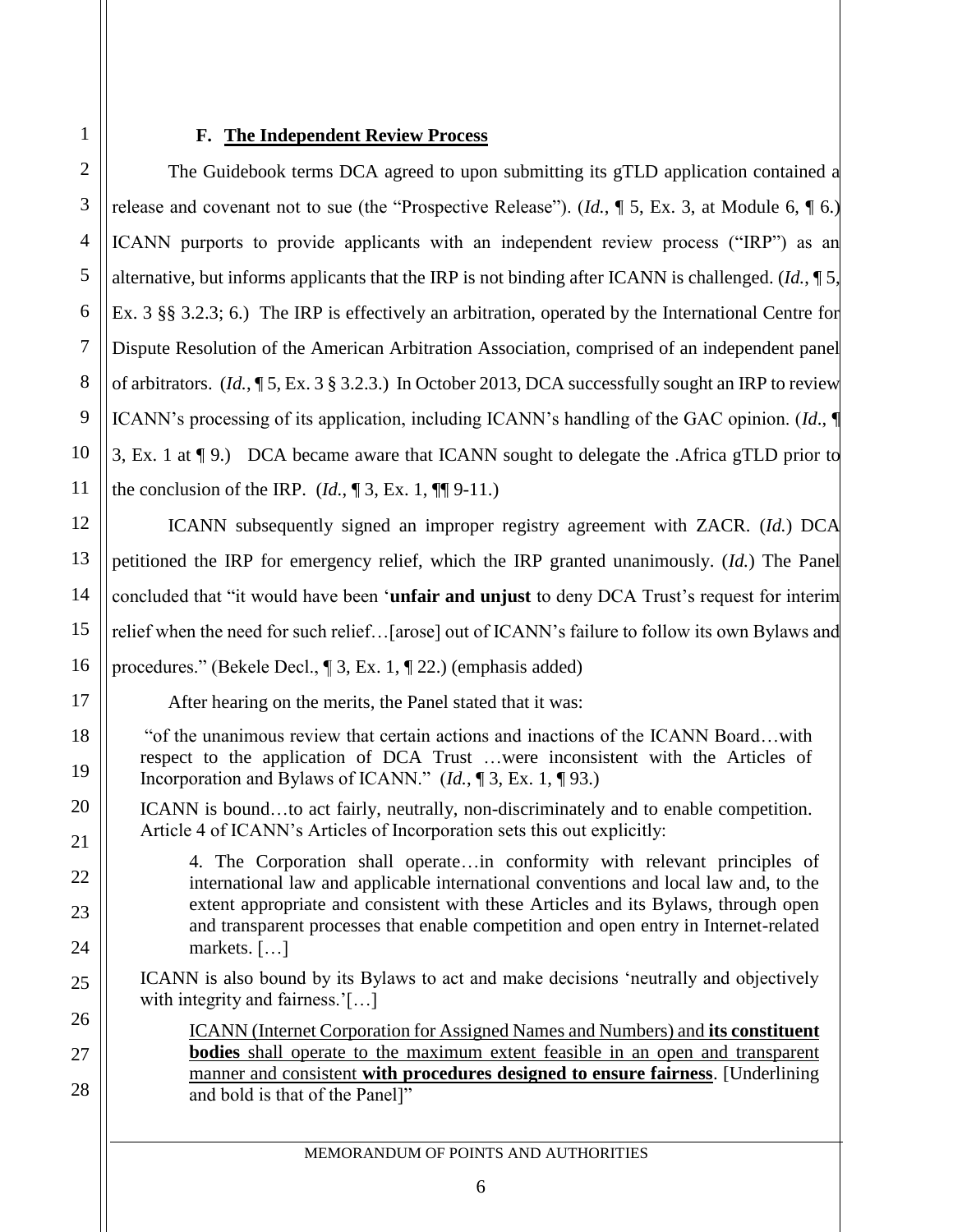### F. The Independent Review Process

The Guidebook terms DCA agreed to upon submitting its gTLD application contained a release and covenant not to sue (the "Prospective Release"). (*Id.*, ¶ 5, Ex. 3, at Module 6, ¶ 6.) ICANN purports to provide applicants with an independent review process ("IRP") as an alternative, but informs applicants that the IRP is not binding after ICANN is challenged. (*Id.*, ¶ 5, Ex. 3 §§ 3.2.3; 6.) The IRP is effectively an arbitration, operated by the International Centre for Dispute Resolution of the American Arbitration Association, comprised of an independent panel of arbitrators. (*Id.*, ¶ 5, Ex. 3 § 3.2.3.) In October 2013, DCA successfully sought an IRP to review ICANN's processing of its application, including ICANN's handling of the GAC opinion. (*Id.*, ¶ 3, Ex. 1 at ¶ 9.) DCA became aware that ICANN sought to delegate the .Africa gTLD prior to the conclusion of the IRP. (*Id.*, ¶ 3, Ex. 1, ¶¶ 9-11.)

ICANN subsequently signed an improper registry agreement with ZACR. (*Id.*) DCA petitioned the IRP for emergency relief, which the IRP granted unanimously. (*Id.*) The Panel concluded that "it would have been '**unfair and unjust** to deny DCA Trust's request for interim relief when the need for such relief…[arose] out of ICANN's failure to follow its own Bylaws and procedures." (Bekele Decl., ¶ 3, Ex. 1, ¶ 22.) (emphasis added)

After hearing on the merits, the Panel stated that it was:

> "of the unanimous review that certain actions and inactions of the ICANN Board…with respect to the application of DCA Trust …were inconsistent with the Articles of Incorporation and Bylaws of ICANN." (*Id.*, ¶ 3, Ex. 1, ¶ 93.)
>
> ICANN is bound…to act fairly, neutrally, non-discriminately and to enable competition. Article 4 of ICANN's Articles of Incorporation sets this out explicitly:
>
> > 4. The Corporation shall operate…in conformity with relevant principles of international law and applicable international conventions and local law and, to the extent appropriate and consistent with these Articles and its Bylaws, through open and transparent processes that enable competition and open entry in Internet-related markets. […]
>
> ICANN is also bound by its Bylaws to act and make decisions 'neutrally and objectively with integrity and fairness.'[…]
>
> > <u>ICANN (Internet Corporation for Assigned Names and Numbers) and **its constituent bodies** shall operate to the maximum extent feasible in an open and transparent manner and consistent **with procedures designed to ensure fairness**</u>. [Underlining and bold is that of the Panel]"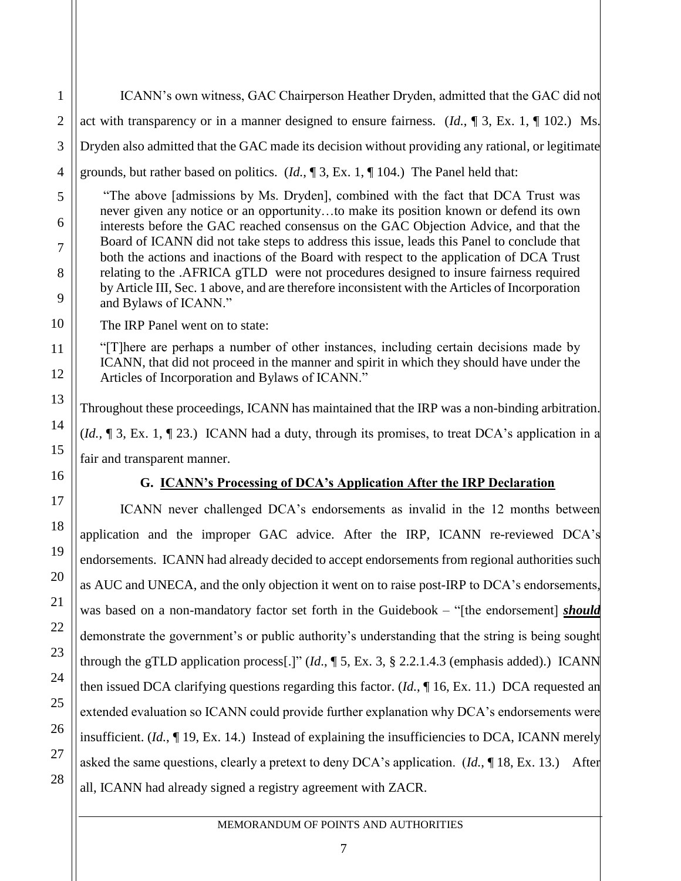ICANN's own witness, GAC Chairperson Heather Dryden, admitted that the GAC did not act with transparency or in a manner designed to ensure fairness. (*Id.*, ¶ 3, Ex. 1, ¶ 102.) Ms. Dryden also admitted that the GAC made its decision without providing any rational, or legitimate grounds, but rather based on politics. (*Id.*, ¶ 3, Ex. 1, ¶ 104.) The Panel held that:

> "The above [admissions by Ms. Dryden], combined with the fact that DCA Trust was never given any notice or an opportunity…to make its position known or defend its own interests before the GAC reached consensus on the GAC Objection Advice, and that the Board of ICANN did not take steps to address this issue, leads this Panel to conclude that both the actions and inactions of the Board with respect to the application of DCA Trust relating to the .AFRICA gTLD were not procedures designed to insure fairness required by Article III, Sec. 1 above, and are therefore inconsistent with the Articles of Incorporation and Bylaws of ICANN."

The IRP Panel went on to state:

> "[T]here are perhaps a number of other instances, including certain decisions made by ICANN, that did not proceed in the manner and spirit in which they should have under the Articles of Incorporation and Bylaws of ICANN."

Throughout these proceedings, ICANN has maintained that the IRP was a non-binding arbitration. (*Id.*, ¶ 3, Ex. 1, ¶ 23.) ICANN had a duty, through its promises, to treat DCA's application in a fair and transparent manner.

### G. ICANN's Processing of DCA's Application After the IRP Declaration

ICANN never challenged DCA's endorsements as invalid in the 12 months between application and the improper GAC advice. After the IRP, ICANN re-reviewed DCA's endorsements. ICANN had already decided to accept endorsements from regional authorities such as AUC and UNECA, and the only objection it went on to raise post-IRP to DCA's endorsements, was based on a non-mandatory factor set forth in the Guidebook – "[the endorsement] ***should*** demonstrate the government's or public authority's understanding that the string is being sought through the gTLD application process[.]" (*Id.*, ¶ 5, Ex. 3, § 2.2.1.4.3 (emphasis added).) ICANN then issued DCA clarifying questions regarding this factor. (*Id.*, ¶ 16, Ex. 11.) DCA requested an extended evaluation so ICANN could provide further explanation why DCA's endorsements were insufficient. (*Id.*, ¶ 19, Ex. 14.) Instead of explaining the insufficiencies to DCA, ICANN merely asked the same questions, clearly a pretext to deny DCA's application. (*Id.*, ¶ 18, Ex. 13.) After all, ICANN had already signed a registry agreement with ZACR.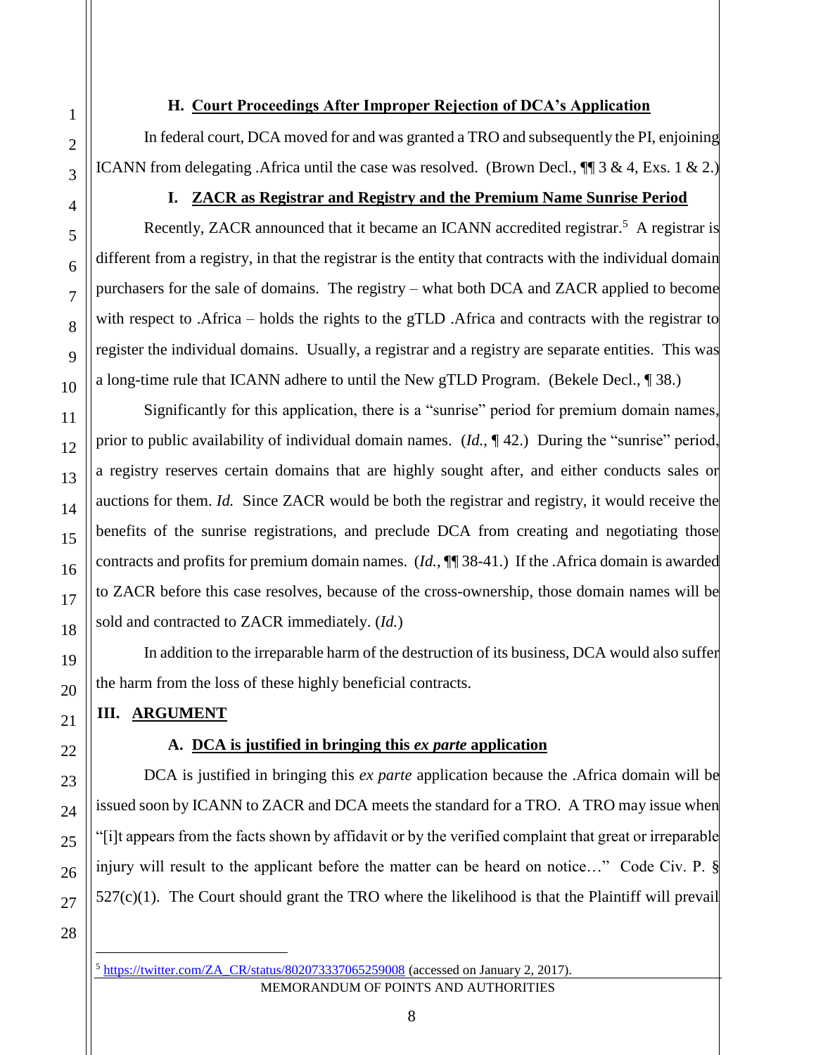### H. Court Proceedings After Improper Rejection of DCA's Application

In federal court, DCA moved for and was granted a TRO and subsequently the PI, enjoining ICANN from delegating .Africa until the case was resolved. (Brown Decl., ¶¶ 3 & 4, Exs. 1 & 2.)

### I. ZACR as Registrar and Registry and the Premium Name Sunrise Period

Recently, ZACR announced that it became an ICANN accredited registrar.[5] A registrar is different from a registry, in that the registrar is the entity that contracts with the individual domain purchasers for the sale of domains. The registry – what both DCA and ZACR applied to become with respect to .Africa – holds the rights to the gTLD .Africa and contracts with the registrar to register the individual domains. Usually, a registrar and a registry are separate entities. This was a long-time rule that ICANN adhere to until the New gTLD Program. (Bekele Decl., ¶ 38.)

Significantly for this application, there is a "sunrise" period for premium domain names, prior to public availability of individual domain names. (*Id.*, ¶ 42.) During the "sunrise" period, a registry reserves certain domains that are highly sought after, and either conducts sales or auctions for them. *Id.* Since ZACR would be both the registrar and registry, it would receive the benefits of the sunrise registrations, and preclude DCA from creating and negotiating those contracts and profits for premium domain names. (*Id.*, ¶¶ 38-41.) If the .Africa domain is awarded to ZACR before this case resolves, because of the cross-ownership, those domain names will be sold and contracted to ZACR immediately. (*Id.*)

In addition to the irreparable harm of the destruction of its business, DCA would also suffer the harm from the loss of these highly beneficial contracts.

## III. ARGUMENT

### A. DCA is justified in bringing this *ex parte* application

DCA is justified in bringing this *ex parte* application because the .Africa domain will be issued soon by ICANN to ZACR and DCA meets the standard for a TRO. A TRO may issue when "[i]t appears from the facts shown by affidavit or by the verified complaint that great or irreparable injury will result to the applicant before the matter can be heard on notice…" Code Civ. P. § 527(c)(1). The Court should grant the TRO where the likelihood is that the Plaintiff will prevail

---

[5] https://twitter.com/ZA_CR/status/802073337065259008 (accessed on January 2, 2017).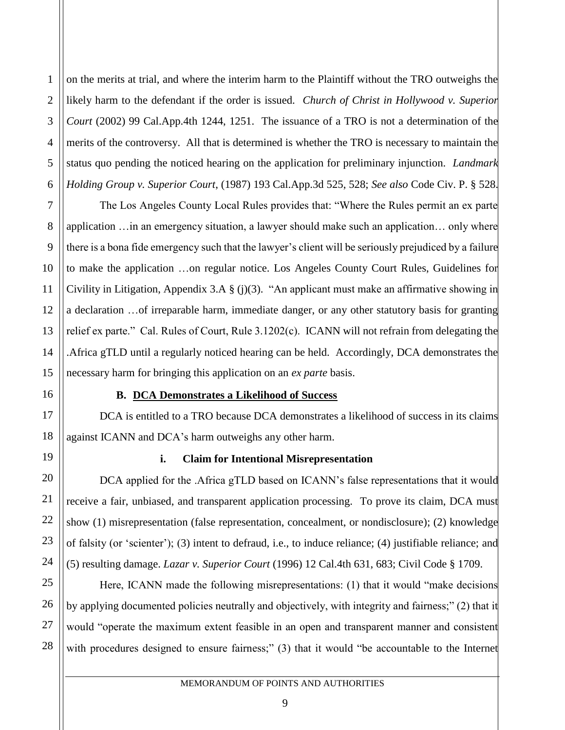on the merits at trial, and where the interim harm to the Plaintiff without the TRO outweighs the likely harm to the defendant if the order is issued. *Church of Christ in Hollywood v. Superior Court* (2002) 99 Cal.App.4th 1244, 1251. The issuance of a TRO is not a determination of the merits of the controversy. All that is determined is whether the TRO is necessary to maintain the status quo pending the noticed hearing on the application for preliminary injunction. *Landmark Holding Group v. Superior Court*, (1987) 193 Cal.App.3d 525, 528; *See also* Code Civ. P. § 528.

The Los Angeles County Local Rules provides that: "Where the Rules permit an ex parte application …in an emergency situation, a lawyer should make such an application… only where there is a bona fide emergency such that the lawyer's client will be seriously prejudiced by a failure to make the application …on regular notice. Los Angeles County Court Rules, Guidelines for Civility in Litigation, Appendix 3.A § (j)(3). "An applicant must make an affirmative showing in a declaration …of irreparable harm, immediate danger, or any other statutory basis for granting relief ex parte." Cal. Rules of Court, Rule 3.1202(c). ICANN will not refrain from delegating the .Africa gTLD until a regularly noticed hearing can be held. Accordingly, DCA demonstrates the necessary harm for bringing this application on an *ex parte* basis.

**B. DCA Demonstrates a Likelihood of Success**

DCA is entitled to a TRO because DCA demonstrates a likelihood of success in its claims against ICANN and DCA's harm outweighs any other harm.

**i. Claim for Intentional Misrepresentation**

DCA applied for the .Africa gTLD based on ICANN's false representations that it would receive a fair, unbiased, and transparent application processing. To prove its claim, DCA must show (1) misrepresentation (false representation, concealment, or nondisclosure); (2) knowledge of falsity (or 'scienter'); (3) intent to defraud, i.e., to induce reliance; (4) justifiable reliance; and (5) resulting damage. *Lazar v. Superior Court* (1996) 12 Cal.4th 631, 683; Civil Code § 1709.

Here, ICANN made the following misrepresentations: (1) that it would "make decisions by applying documented policies neutrally and objectively, with integrity and fairness;" (2) that it would "operate the maximum extent feasible in an open and transparent manner and consistent with procedures designed to ensure fairness;" (3) that it would "be accountable to the Internet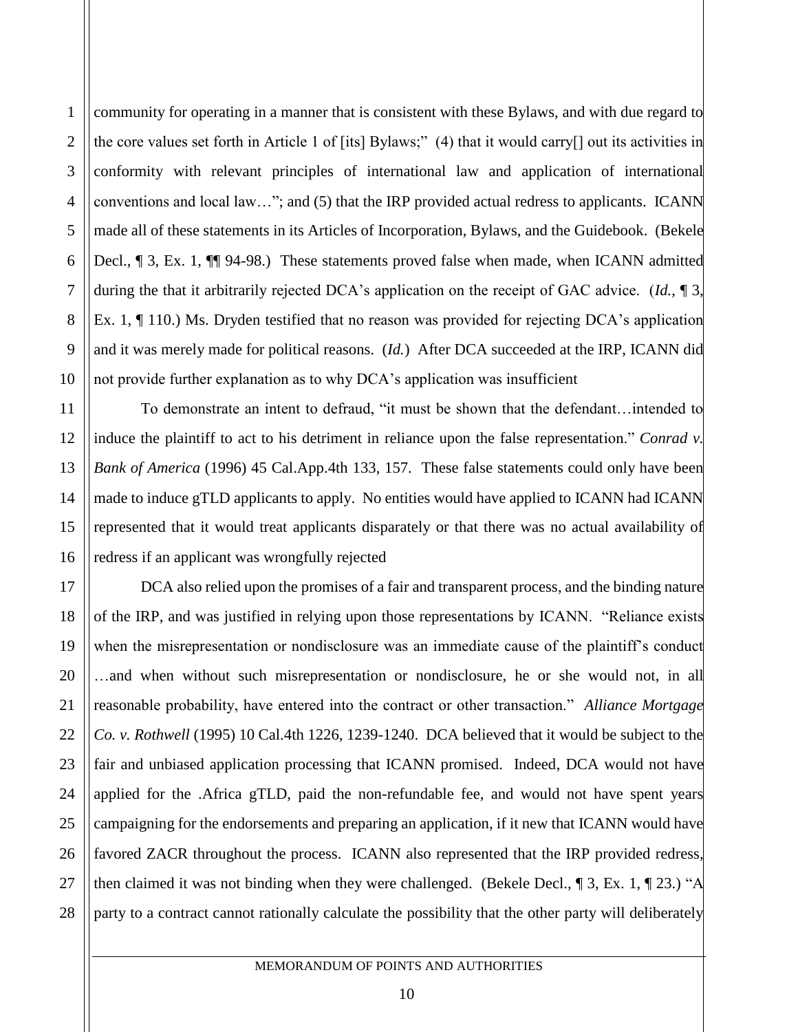community for operating in a manner that is consistent with these Bylaws, and with due regard to the core values set forth in Article 1 of [its] Bylaws;" (4) that it would carry[] out its activities in conformity with relevant principles of international law and application of international conventions and local law…"; and (5) that the IRP provided actual redress to applicants. ICANN made all of these statements in its Articles of Incorporation, Bylaws, and the Guidebook. (Bekele Decl., ¶ 3, Ex. 1, ¶¶ 94-98.) These statements proved false when made, when ICANN admitted during the that it arbitrarily rejected DCA's application on the receipt of GAC advice. (*Id.*, ¶ 3, Ex. 1, ¶ 110.) Ms. Dryden testified that no reason was provided for rejecting DCA's application and it was merely made for political reasons. (*Id.*) After DCA succeeded at the IRP, ICANN did not provide further explanation as to why DCA's application was insufficient

To demonstrate an intent to defraud, "it must be shown that the defendant…intended to induce the plaintiff to act to his detriment in reliance upon the false representation." *Conrad v. Bank of America* (1996) 45 Cal.App.4th 133, 157. These false statements could only have been made to induce gTLD applicants to apply. No entities would have applied to ICANN had ICANN represented that it would treat applicants disparately or that there was no actual availability of redress if an applicant was wrongfully rejected

DCA also relied upon the promises of a fair and transparent process, and the binding nature of the IRP, and was justified in relying upon those representations by ICANN. "Reliance exists when the misrepresentation or nondisclosure was an immediate cause of the plaintiff's conduct …and when without such misrepresentation or nondisclosure, he or she would not, in all reasonable probability, have entered into the contract or other transaction." *Alliance Mortgage Co. v. Rothwell* (1995) 10 Cal.4th 1226, 1239-1240. DCA believed that it would be subject to the fair and unbiased application processing that ICANN promised. Indeed, DCA would not have applied for the .Africa gTLD, paid the non-refundable fee, and would not have spent years campaigning for the endorsements and preparing an application, if it new that ICANN would have favored ZACR throughout the process. ICANN also represented that the IRP provided redress, then claimed it was not binding when they were challenged. (Bekele Decl., ¶ 3, Ex. 1, ¶ 23.) "A party to a contract cannot rationally calculate the possibility that the other party will deliberately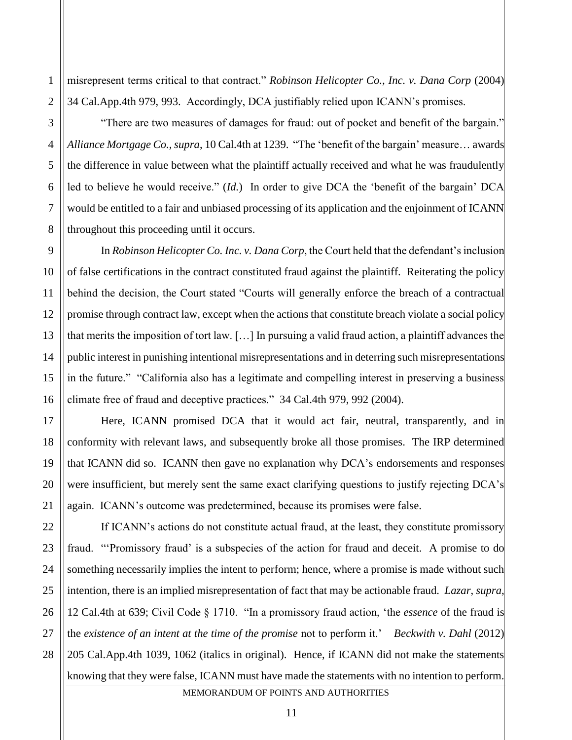misrepresent terms critical to that contract." *Robinson Helicopter Co., Inc. v. Dana Corp* (2004) 34 Cal.App.4th 979, 993. Accordingly, DCA justifiably relied upon ICANN's promises.

"There are two measures of damages for fraud: out of pocket and benefit of the bargain." *Alliance Mortgage Co., supra*, 10 Cal.4th at 1239. "The 'benefit of the bargain' measure… awards the difference in value between what the plaintiff actually received and what he was fraudulently led to believe he would receive." (*Id.*) In order to give DCA the 'benefit of the bargain' DCA would be entitled to a fair and unbiased processing of its application and the enjoinment of ICANN throughout this proceeding until it occurs.

In *Robinson Helicopter Co. Inc. v. Dana Corp*, the Court held that the defendant's inclusion of false certifications in the contract constituted fraud against the plaintiff. Reiterating the policy behind the decision, the Court stated "Courts will generally enforce the breach of a contractual promise through contract law, except when the actions that constitute breach violate a social policy that merits the imposition of tort law. […] In pursuing a valid fraud action, a plaintiff advances the public interest in punishing intentional misrepresentations and in deterring such misrepresentations in the future." "California also has a legitimate and compelling interest in preserving a business climate free of fraud and deceptive practices." 34 Cal.4th 979, 992 (2004).

Here, ICANN promised DCA that it would act fair, neutral, transparently, and in conformity with relevant laws, and subsequently broke all those promises. The IRP determined that ICANN did so. ICANN then gave no explanation why DCA's endorsements and responses were insufficient, but merely sent the same exact clarifying questions to justify rejecting DCA's again. ICANN's outcome was predetermined, because its promises were false.

If ICANN's actions do not constitute actual fraud, at the least, they constitute promissory fraud. "'Promissory fraud' is a subspecies of the action for fraud and deceit. A promise to do something necessarily implies the intent to perform; hence, where a promise is made without such intention, there is an implied misrepresentation of fact that may be actionable fraud. *Lazar, supra*, 12 Cal.4th at 639; Civil Code § 1710. "In a promissory fraud action, 'the *essence* of the fraud is the *existence of an intent at the time of the promise* not to perform it.' *Beckwith v. Dahl* (2012) 205 Cal.App.4th 1039, 1062 (italics in original). Hence, if ICANN did not make the statements knowing that they were false, ICANN must have made the statements with no intention to perform.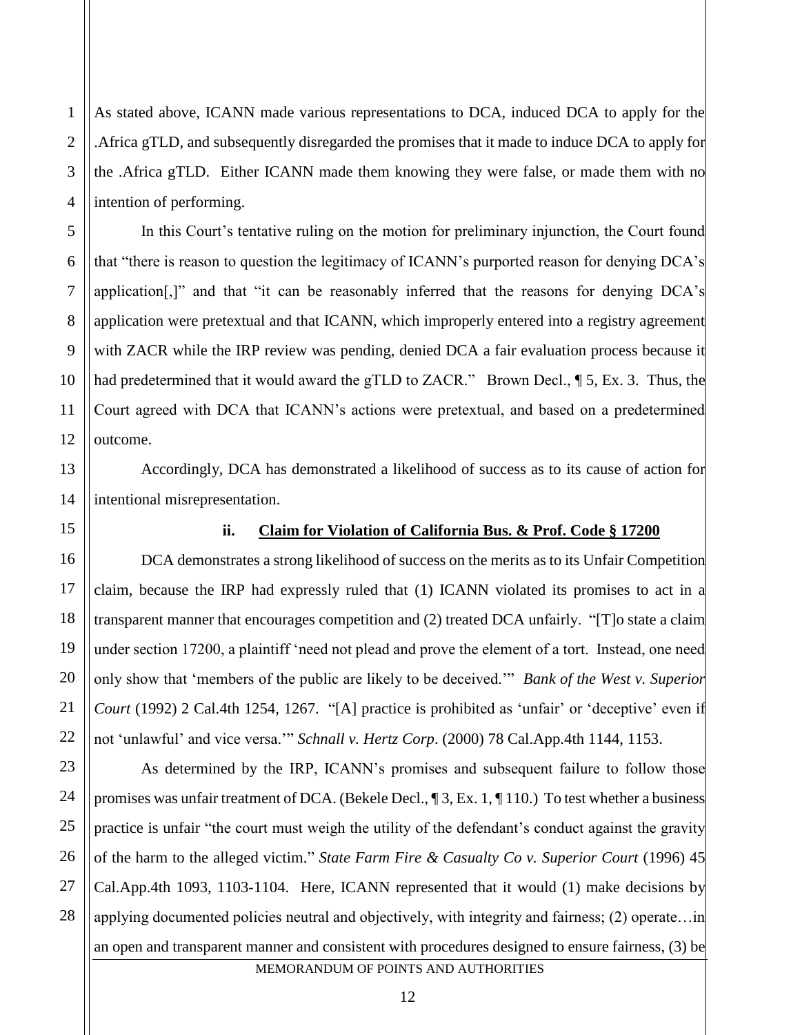As stated above, ICANN made various representations to DCA, induced DCA to apply for the .Africa gTLD, and subsequently disregarded the promises that it made to induce DCA to apply for the .Africa gTLD. Either ICANN made them knowing they were false, or made them with no intention of performing.

In this Court's tentative ruling on the motion for preliminary injunction, the Court found that "there is reason to question the legitimacy of ICANN's purported reason for denying DCA's application[,]" and that "it can be reasonably inferred that the reasons for denying DCA's application were pretextual and that ICANN, which improperly entered into a registry agreement with ZACR while the IRP review was pending, denied DCA a fair evaluation process because it had predetermined that it would award the gTLD to ZACR." Brown Decl., ¶ 5, Ex. 3. Thus, the Court agreed with DCA that ICANN's actions were pretextual, and based on a predetermined outcome.

Accordingly, DCA has demonstrated a likelihood of success as to its cause of action for intentional misrepresentation.

#### ii. Claim for Violation of California Bus. & Prof. Code § 17200

DCA demonstrates a strong likelihood of success on the merits as to its Unfair Competition claim, because the IRP had expressly ruled that (1) ICANN violated its promises to act in a transparent manner that encourages competition and (2) treated DCA unfairly. "[T]o state a claim under section 17200, a plaintiff 'need not plead and prove the element of a tort. Instead, one need only show that 'members of the public are likely to be deceived.'" *Bank of the West v. Superior Court* (1992) 2 Cal.4th 1254, 1267. "[A] practice is prohibited as 'unfair' or 'deceptive' even if not 'unlawful' and vice versa.'" *Schnall v. Hertz Corp*. (2000) 78 Cal.App.4th 1144, 1153.

As determined by the IRP, ICANN's promises and subsequent failure to follow those promises was unfair treatment of DCA. (Bekele Decl., ¶ 3, Ex. 1, ¶ 110.) To test whether a business practice is unfair "the court must weigh the utility of the defendant's conduct against the gravity of the harm to the alleged victim." *State Farm Fire & Casualty Co v. Superior Court* (1996) 45 Cal.App.4th 1093, 1103-1104. Here, ICANN represented that it would (1) make decisions by applying documented policies neutral and objectively, with integrity and fairness; (2) operate…in an open and transparent manner and consistent with procedures designed to ensure fairness, (3) be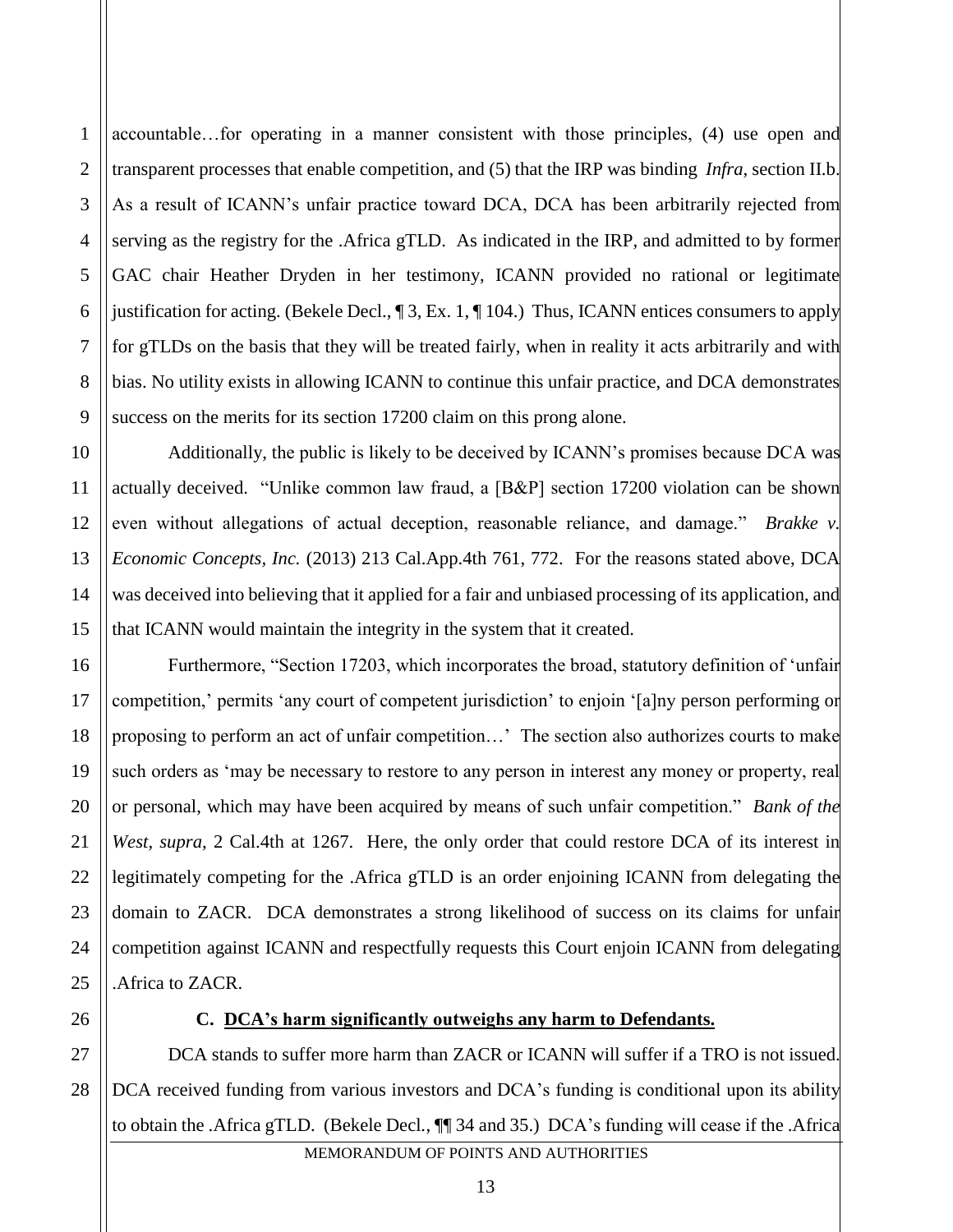accountable…for operating in a manner consistent with those principles, (4) use open and transparent processes that enable competition, and (5) that the IRP was binding *Infra*, section II.b. As a result of ICANN's unfair practice toward DCA, DCA has been arbitrarily rejected from serving as the registry for the .Africa gTLD. As indicated in the IRP, and admitted to by former GAC chair Heather Dryden in her testimony, ICANN provided no rational or legitimate justification for acting. (Bekele Decl., ¶ 3, Ex. 1, ¶ 104.) Thus, ICANN entices consumers to apply for gTLDs on the basis that they will be treated fairly, when in reality it acts arbitrarily and with bias. No utility exists in allowing ICANN to continue this unfair practice, and DCA demonstrates success on the merits for its section 17200 claim on this prong alone.

Additionally, the public is likely to be deceived by ICANN's promises because DCA was actually deceived. "Unlike common law fraud, a [B&P] section 17200 violation can be shown even without allegations of actual deception, reasonable reliance, and damage." *Brakke v. Economic Concepts, Inc.* (2013) 213 Cal.App.4th 761, 772. For the reasons stated above, DCA was deceived into believing that it applied for a fair and unbiased processing of its application, and that ICANN would maintain the integrity in the system that it created.

Furthermore, "Section 17203, which incorporates the broad, statutory definition of 'unfair competition,' permits 'any court of competent jurisdiction' to enjoin '[a]ny person performing or proposing to perform an act of unfair competition…' The section also authorizes courts to make such orders as 'may be necessary to restore to any person in interest any money or property, real or personal, which may have been acquired by means of such unfair competition." *Bank of the West, supra*, 2 Cal.4th at 1267. Here, the only order that could restore DCA of its interest in legitimately competing for the .Africa gTLD is an order enjoining ICANN from delegating the domain to ZACR. DCA demonstrates a strong likelihood of success on its claims for unfair competition against ICANN and respectfully requests this Court enjoin ICANN from delegating .Africa to ZACR.

**C. <u>DCA's harm significantly outweighs any harm to Defendants.</u>**

DCA stands to suffer more harm than ZACR or ICANN will suffer if a TRO is not issued. DCA received funding from various investors and DCA's funding is conditional upon its ability to obtain the .Africa gTLD. (Bekele Decl., ¶¶ 34 and 35.) DCA's funding will cease if the .Africa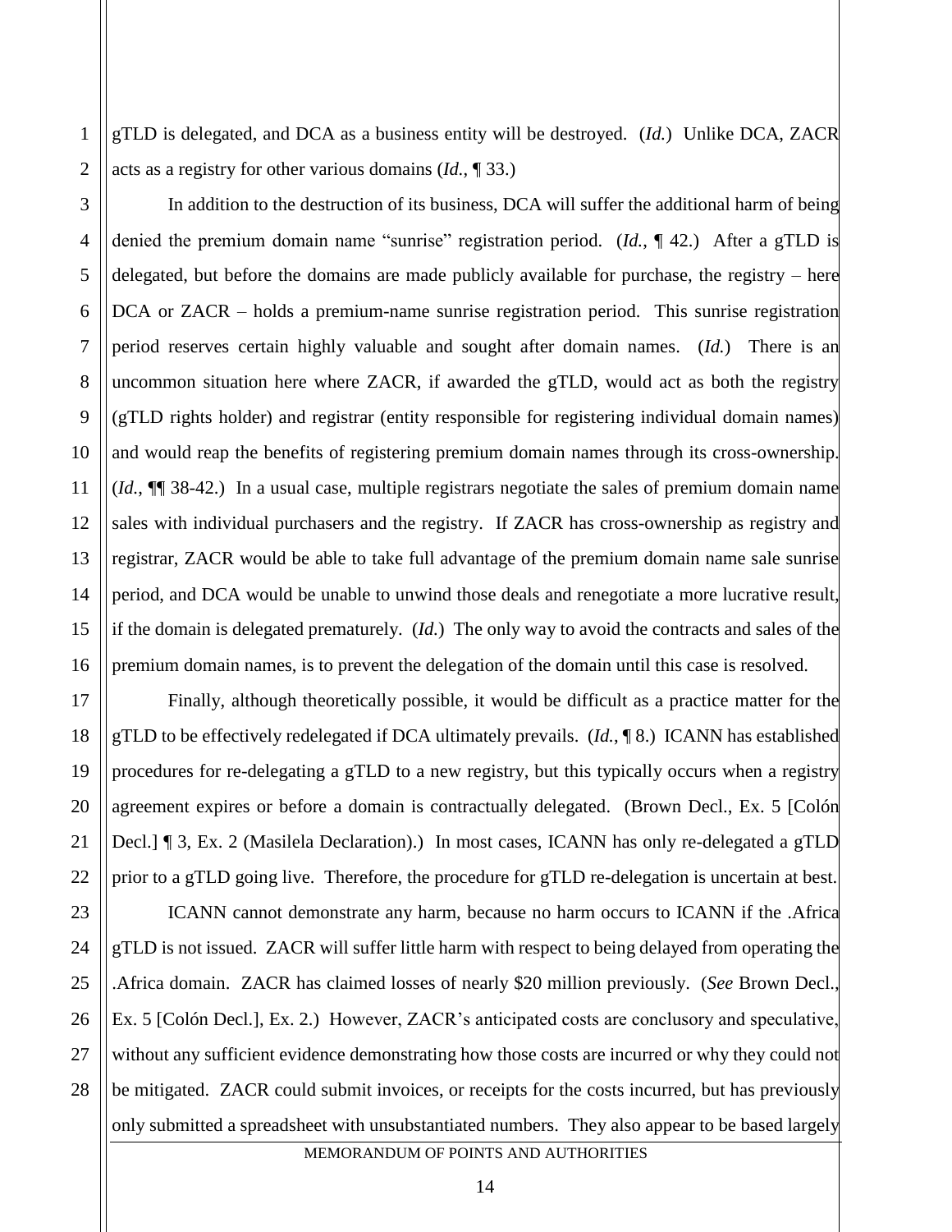gTLD is delegated, and DCA as a business entity will be destroyed. (*Id.*) Unlike DCA, ZACR acts as a registry for other various domains (*Id.*, ¶ 33.)

In addition to the destruction of its business, DCA will suffer the additional harm of being denied the premium domain name "sunrise" registration period. (*Id.*, ¶ 42.) After a gTLD is delegated, but before the domains are made publicly available for purchase, the registry – here DCA or ZACR – holds a premium-name sunrise registration period. This sunrise registration period reserves certain highly valuable and sought after domain names. (*Id.*) There is an uncommon situation here where ZACR, if awarded the gTLD, would act as both the registry (gTLD rights holder) and registrar (entity responsible for registering individual domain names) and would reap the benefits of registering premium domain names through its cross-ownership. (*Id.*, ¶¶ 38-42.) In a usual case, multiple registrars negotiate the sales of premium domain name sales with individual purchasers and the registry. If ZACR has cross-ownership as registry and registrar, ZACR would be able to take full advantage of the premium domain name sale sunrise period, and DCA would be unable to unwind those deals and renegotiate a more lucrative result, if the domain is delegated prematurely. (*Id.*) The only way to avoid the contracts and sales of the premium domain names, is to prevent the delegation of the domain until this case is resolved.

Finally, although theoretically possible, it would be difficult as a practice matter for the gTLD to be effectively redelegated if DCA ultimately prevails. (*Id.*, ¶ 8.) ICANN has established procedures for re-delegating a gTLD to a new registry, but this typically occurs when a registry agreement expires or before a domain is contractually delegated. (Brown Decl., Ex. 5 [Colón Decl.] ¶ 3, Ex. 2 (Masilela Declaration).) In most cases, ICANN has only re-delegated a gTLD prior to a gTLD going live. Therefore, the procedure for gTLD re-delegation is uncertain at best.

ICANN cannot demonstrate any harm, because no harm occurs to ICANN if the .Africa gTLD is not issued. ZACR will suffer little harm with respect to being delayed from operating the .Africa domain. ZACR has claimed losses of nearly $20 million previously. (*See* Brown Decl., Ex. 5 [Colón Decl.], Ex. 2.) However, ZACR's anticipated costs are conclusory and speculative, without any sufficient evidence demonstrating how those costs are incurred or why they could not be mitigated. ZACR could submit invoices, or receipts for the costs incurred, but has previously only submitted a spreadsheet with unsubstantiated numbers. They also appear to be based largely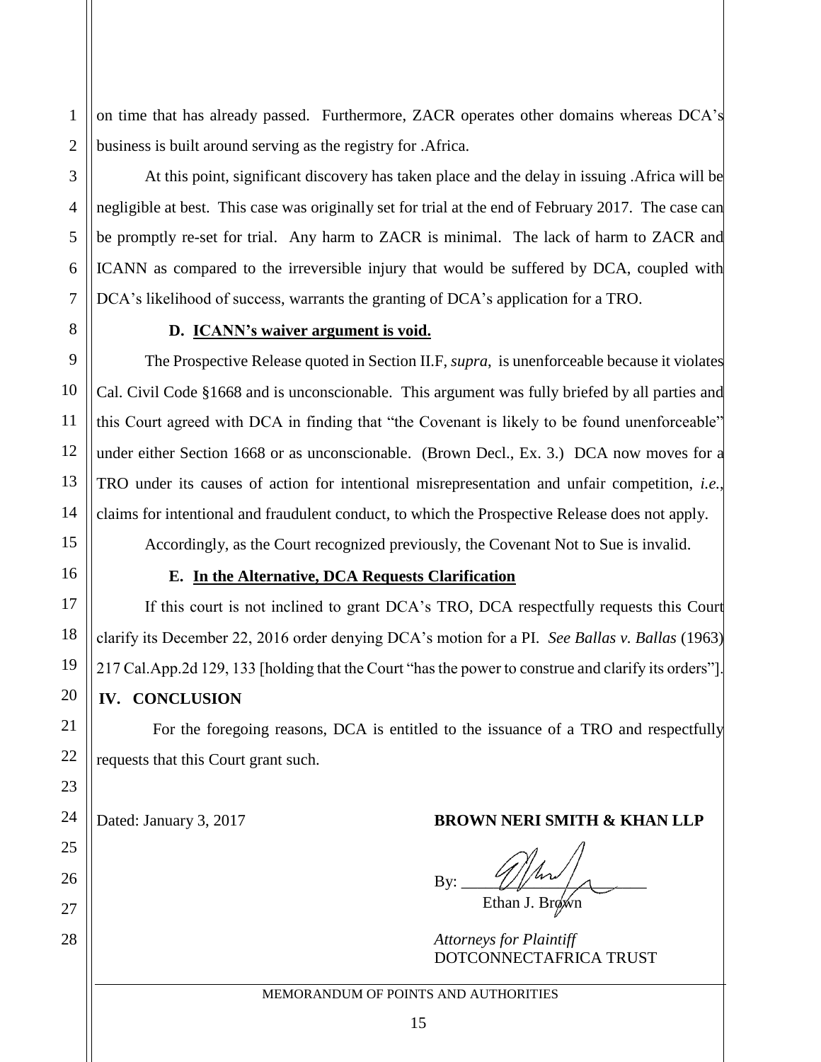on time that has already passed. Furthermore, ZACR operates other domains whereas DCA's business is built around serving as the registry for .Africa.

At this point, significant discovery has taken place and the delay in issuing .Africa will be negligible at best. This case was originally set for trial at the end of February 2017. The case can be promptly re-set for trial. Any harm to ZACR is minimal. The lack of harm to ZACR and ICANN as compared to the irreversible injury that would be suffered by DCA, coupled with DCA's likelihood of success, warrants the granting of DCA's application for a TRO.

**D. ICANN's waiver argument is void.**

The Prospective Release quoted in Section II.F, *supra*, is unenforceable because it violates Cal. Civil Code §1668 and is unconscionable. This argument was fully briefed by all parties and this Court agreed with DCA in finding that "the Covenant is likely to be found unenforceable" under either Section 1668 or as unconscionable. (Brown Decl., Ex. 3.) DCA now moves for a TRO under its causes of action for intentional misrepresentation and unfair competition, *i.e.*, claims for intentional and fraudulent conduct, to which the Prospective Release does not apply.

Accordingly, as the Court recognized previously, the Covenant Not to Sue is invalid.

**E. In the Alternative, DCA Requests Clarification**

If this court is not inclined to grant DCA's TRO, DCA respectfully requests this Court clarify its December 22, 2016 order denying DCA's motion for a PI. *See Ballas v. Ballas* (1963) 217 Cal.App.2d 129, 133 [holding that the Court "has the power to construe and clarify its orders"].

## IV. CONCLUSION

For the foregoing reasons, DCA is entitled to the issuance of a TRO and respectfully requests that this Court grant such.

Dated: January 3, 2017

**BROWN NERI SMITH & KHAN LLP**

By: ______________________
Ethan J. Brown

*Attorneys for Plaintiff*
DOTCONNECTAFRICA TRUST